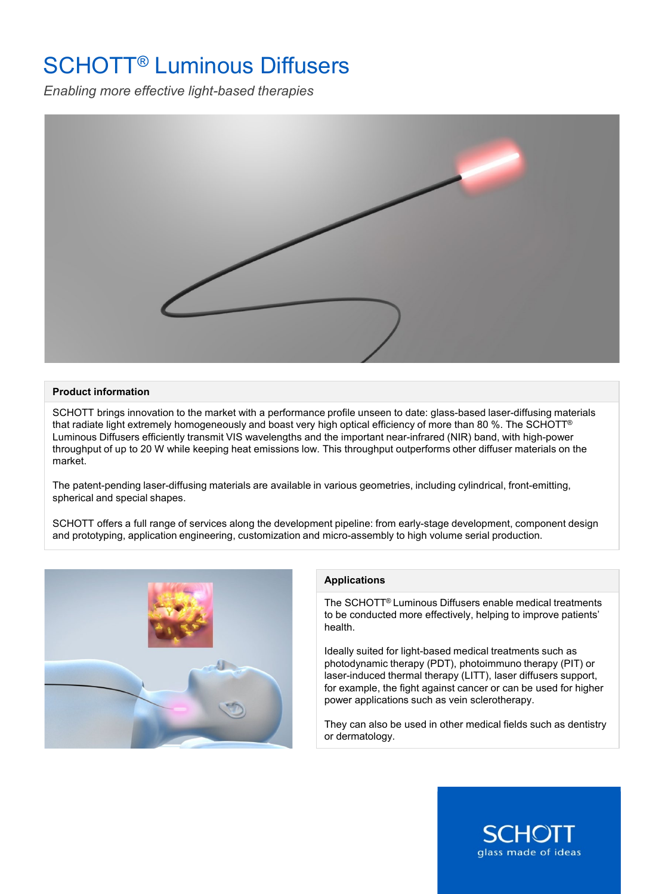# SCHOTT® Luminous Diffusers

*Enabling more effective light-based therapies*

## Product information

SCHOTT brings innovation to the market with a performance profile unseen to date: glass-based laser-diffusing materials that radiate light extremely homogeneously and boast very high optical efficiency of more than 80 %. The SCHOTT® Luminous Diffusers efficiently transmit VIS wavelengths and the important near-infrared (NIR) band, with high-power throughput of up to 20 W while keeping heat emissions low. This throughput outperforms other diffuser materials on the market.

The patent-pending laser-diffusing materials are available in various geometries, including cylindrical, front-emitting, spherical and special shapes.

SCHOTT offers a full range of services along the development pipeline: from early-stage development, component design and prototyping, application engineering, customization and micro-assembly to high volume serial production.

## Applications

The SCHOTT® Luminous Diffusers enable medical treatments to be conducted more effectively, helping to improve patients' health.

Ideally suited for light-based medical treatments such as photodynamic therapy (PDT), photoimmuno therapy (PIT) or laser-induced thermal therapy (LITT), laser diffusers support, for example, the fight against cancer or can be used for higher power applications such as vein sclerotherapy.

They can also be used in other medical fields such as dentistry or dermatology.

SCHOTT
glass made of ideas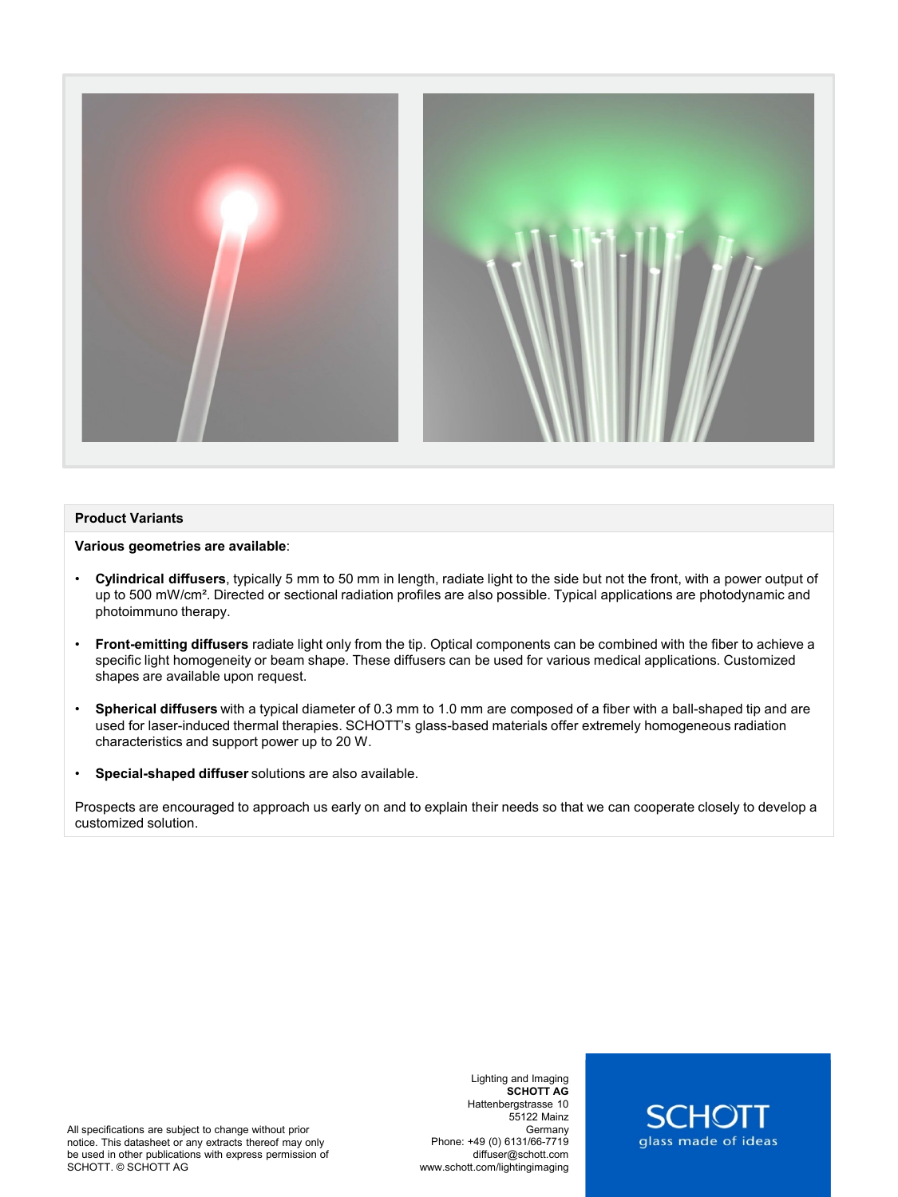## Product Variants

**Various geometries are available**:

- **Cylindrical diffusers**, typically 5 mm to 50 mm in length, radiate light to the side but not the front, with a power output of up to 500 mW/cm². Directed or sectional radiation profiles are also possible. Typical applications are photodynamic and photoimmuno therapy.
- **Front-emitting diffusers** radiate light only from the tip. Optical components can be combined with the fiber to achieve a specific light homogeneity or beam shape. These diffusers can be used for various medical applications. Customized shapes are available upon request.
- **Spherical diffusers** with a typical diameter of 0.3 mm to 1.0 mm are composed of a fiber with a ball-shaped tip and are used for laser-induced thermal therapies. SCHOTT's glass-based materials offer extremely homogeneous radiation characteristics and support power up to 20 W.
- **Special-shaped diffuser** solutions are also available.

Prospects are encouraged to approach us early on and to explain their needs so that we can cooperate closely to develop a customized solution.

All specifications are subject to change without prior notice. This datasheet or any extracts thereof may only be used in other publications with express permission of SCHOTT. © SCHOTT AG

Lighting and Imaging
**SCHOTT AG**
Hattenbergstrasse 10
55122 Mainz
Germany
Phone: +49 (0) 6131/66-7719
diffuser@schott.com
www.schott.com/lightingimaging

SCHOTT
glass made of ideas